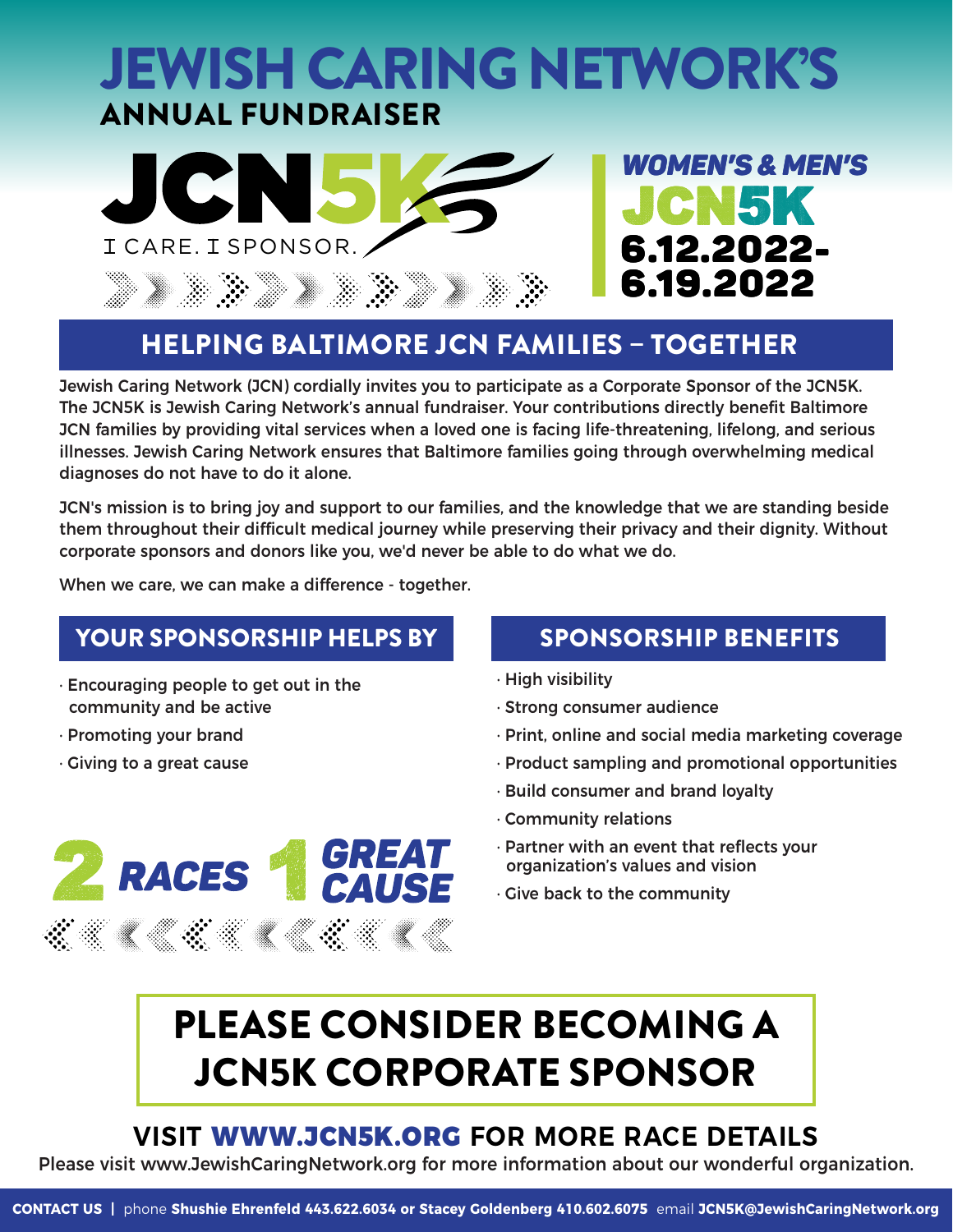# JEWISH CARING NETWORK'S

## ANNUAL FUNDRAISER

# JCN5K

I CARE. I SPONSOR.

*WOMEN'S & MEN'S*

**JCN5K**

**6.12.2022- 6.19.2022**

## HELPING BALTIMORE JCN FAMILIES – TOGETHER

Jewish Caring Network (JCN) cordially invites you to participate as a Corporate Sponsor of the JCN5K. The JCN5K is Jewish Caring Network's annual fundraiser. Your contributions directly benefit Baltimore JCN families by providing vital services when a loved one is facing life-threatening, lifelong, and serious illnesses. Jewish Caring Network ensures that Baltimore families going through overwhelming medical diagnoses do not have to do it alone.

JCN's mission is to bring joy and support to our families, and the knowledge that we are standing beside them throughout their difficult medical journey while preserving their privacy and their dignity. Without corporate sponsors and donors like you, we'd never be able to do what we do.

When we care, we can make a difference - together.

## YOUR SPONSORSHIP HELPS BY

- Encouraging people to get out in the community and be active
- Promoting your brand
- Giving to a great cause

**2 RACES 1 GREAT CAUSE**

## SPONSORSHIP BENEFITS

- High visibility
- Strong consumer audience
- Print, online and social media marketing coverage
- Product sampling and promotional opportunities
- Build consumer and brand loyalty
- Community relations
- Partner with an event that reflects your organization's values and vision
- Give back to the community

# PLEASE CONSIDER BECOMING A JCN5K CORPORATE SPONSOR

## VISIT WWW.JCN5K.ORG FOR MORE RACE DETAILS

Please visit www.JewishCaringNetwork.org for more information about our wonderful organization.

**CONTACT US** | phone **Shushie Ehrenfeld 443.622.6034 or Stacey Goldenberg 410.602.6075** email **JCN5K@JewishCaringNetwork.org**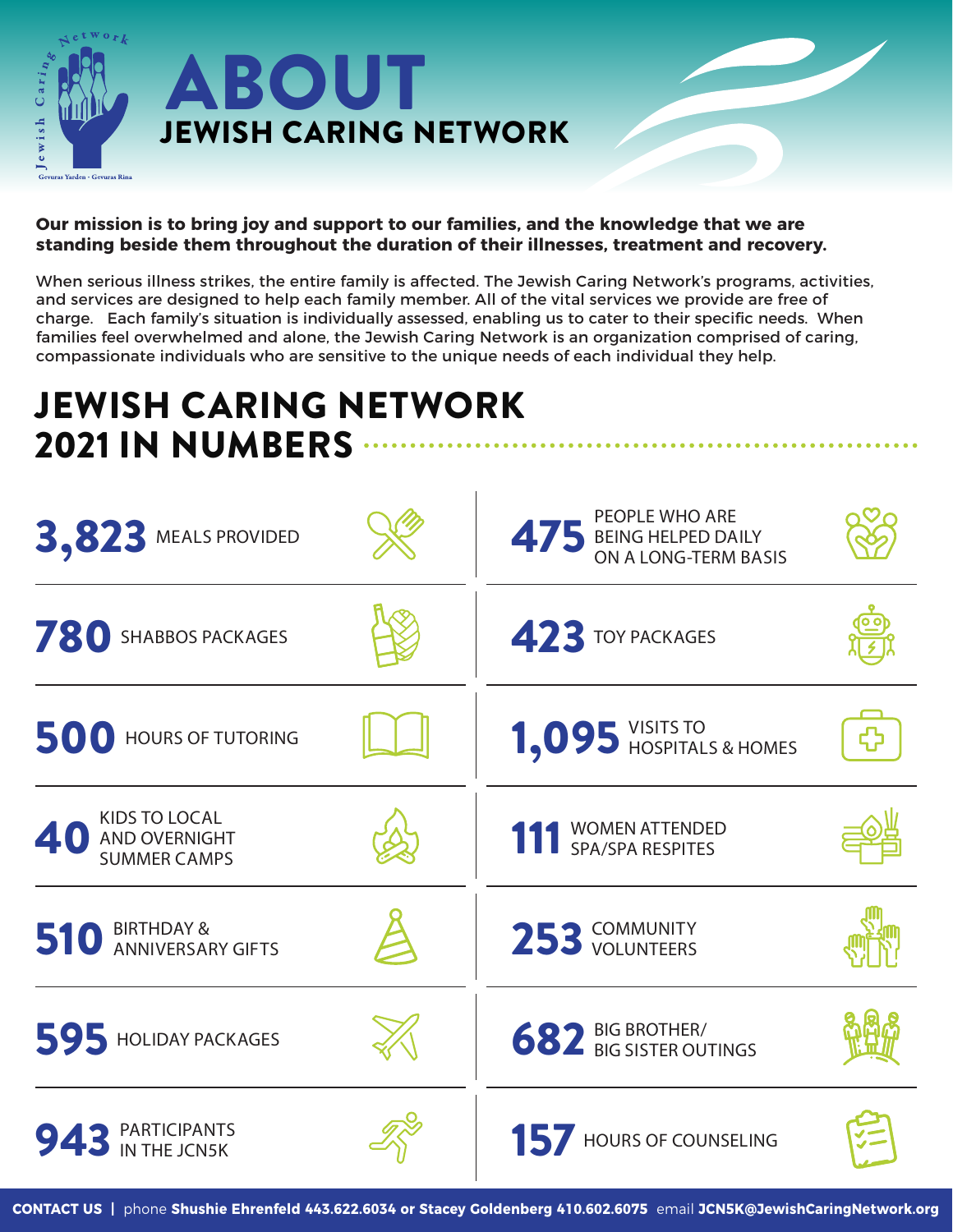Jewish Caring Network

Gevuras Yarden · Gevuras Rina

# ABOUT JEWISH CARING NETWORK

**Our mission is to bring joy and support to our families, and the knowledge that we are standing beside them throughout the duration of their illnesses, treatment and recovery.**

When serious illness strikes, the entire family is affected. The Jewish Caring Network's programs, activities, and services are designed to help each family member. All of the vital services we provide are free of charge. Each family's situation is individually assessed, enabling us to cater to their specific needs. When families feel overwhelmed and alone, the Jewish Caring Network is an organization comprised of caring, compassionate individuals who are sensitive to the unique needs of each individual they help.

## JEWISH CARING NETWORK 2021 IN NUMBERS

- **3,823** MEALS PROVIDED
- **780** SHABBOS PACKAGES
- **500** HOURS OF TUTORING
- **40** KIDS TO LOCAL AND OVERNIGHT SUMMER CAMPS
- **510** BIRTHDAY & ANNIVERSARY GIFTS
- **595** HOLIDAY PACKAGES
- **943** PARTICIPANTS IN THE JCN5K
- **475** PEOPLE WHO ARE BEING HELPED DAILY ON A LONG-TERM BASIS
- **423** TOY PACKAGES
- **1,095** VISITS TO HOSPITALS & HOMES
- **111** WOMEN ATTENDED SPA/SPA RESPITES
- **253** COMMUNITY VOLUNTEERS
- **682** BIG BROTHER/ BIG SISTER OUTINGS
- **157** HOURS OF COUNSELING

**CONTACT US** | phone **Shushie Ehrenfeld 443.622.6034 or Stacey Goldenberg 410.602.6075** email **JCN5K@JewishCaringNetwork.org**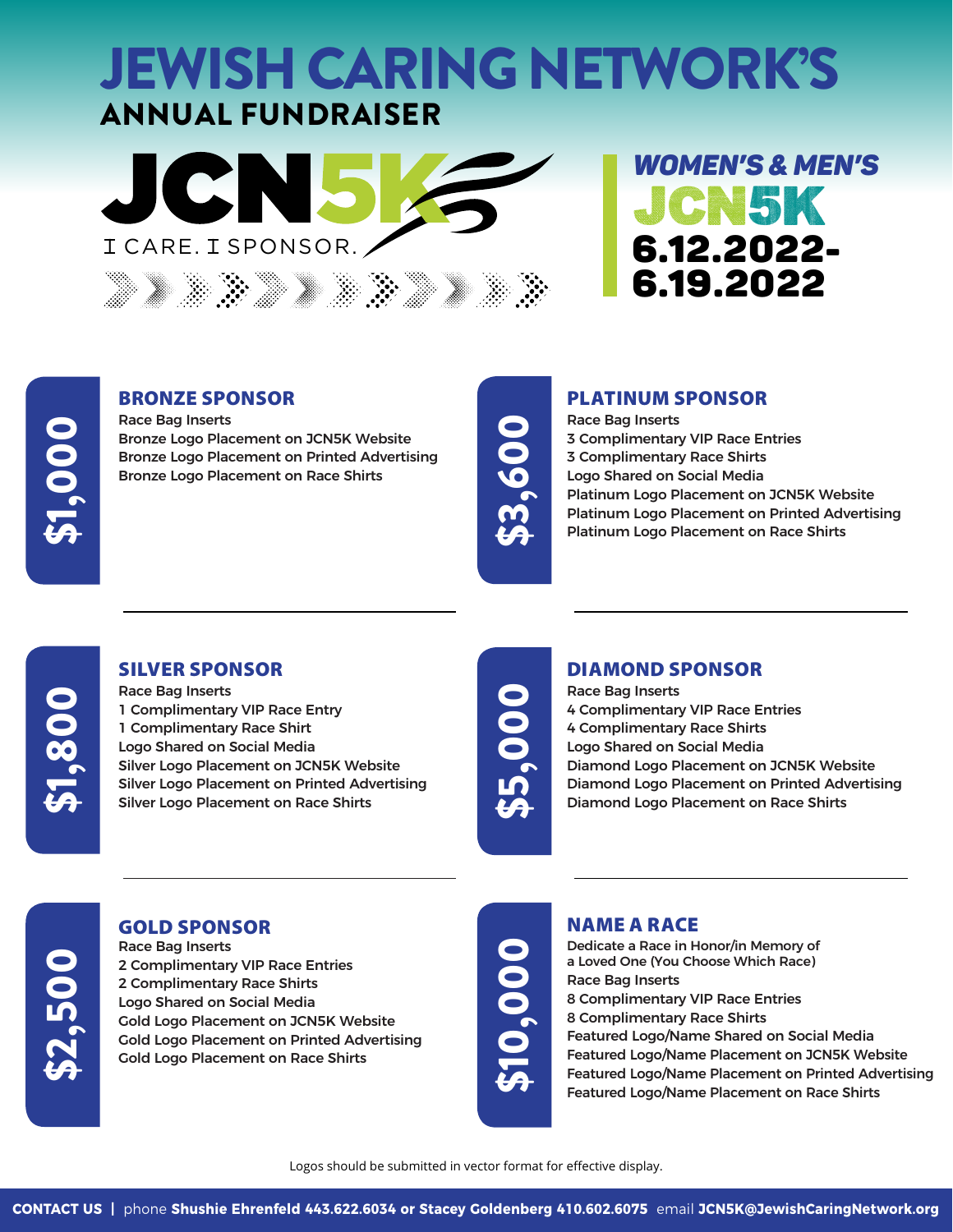# JEWISH CARING NETWORK'S

## ANNUAL FUNDRAISER

# JCN5K

I CARE. I SPONSOR.

**WOMEN'S & MEN'S JCN5K**

**6.12.2022-6.19.2022**

## $1,000 — BRONZE SPONSOR

Race Bag Inserts
Bronze Logo Placement on JCN5K Website
Bronze Logo Placement on Printed Advertising
Bronze Logo Placement on Race Shirts

## $1,800 — SILVER SPONSOR

Race Bag Inserts
1 Complimentary VIP Race Entry
1 Complimentary Race Shirt
Logo Shared on Social Media
Silver Logo Placement on JCN5K Website
Silver Logo Placement on Printed Advertising
Silver Logo Placement on Race Shirts

## $2,500 — GOLD SPONSOR

Race Bag Inserts
2 Complimentary VIP Race Entries
2 Complimentary Race Shirts
Logo Shared on Social Media
Gold Logo Placement on JCN5K Website
Gold Logo Placement on Printed Advertising
Gold Logo Placement on Race Shirts

## $3,600 — PLATINUM SPONSOR

Race Bag Inserts
3 Complimentary VIP Race Entries
3 Complimentary Race Shirts
Logo Shared on Social Media
Platinum Logo Placement on JCN5K Website
Platinum Logo Placement on Printed Advertising
Platinum Logo Placement on Race Shirts

## $5,000 — DIAMOND SPONSOR

Race Bag Inserts
4 Complimentary VIP Race Entries
4 Complimentary Race Shirts
Logo Shared on Social Media
Diamond Logo Placement on JCN5K Website
Diamond Logo Placement on Printed Advertising
Diamond Logo Placement on Race Shirts

## $10,000 — NAME A RACE

Dedicate a Race in Honor/in Memory of a Loved One (You Choose Which Race)
Race Bag Inserts
8 Complimentary VIP Race Entries
8 Complimentary Race Shirts
Featured Logo/Name Shared on Social Media
Featured Logo/Name Placement on JCN5K Website
Featured Logo/Name Placement on Printed Advertising
Featured Logo/Name Placement on Race Shirts

Logos should be submitted in vector format for effective display.

**CONTACT US** | phone **Shushie Ehrenfeld 443.622.6034 or Stacey Goldenberg 410.602.6075** email **JCN5K@JewishCaringNetwork.org**